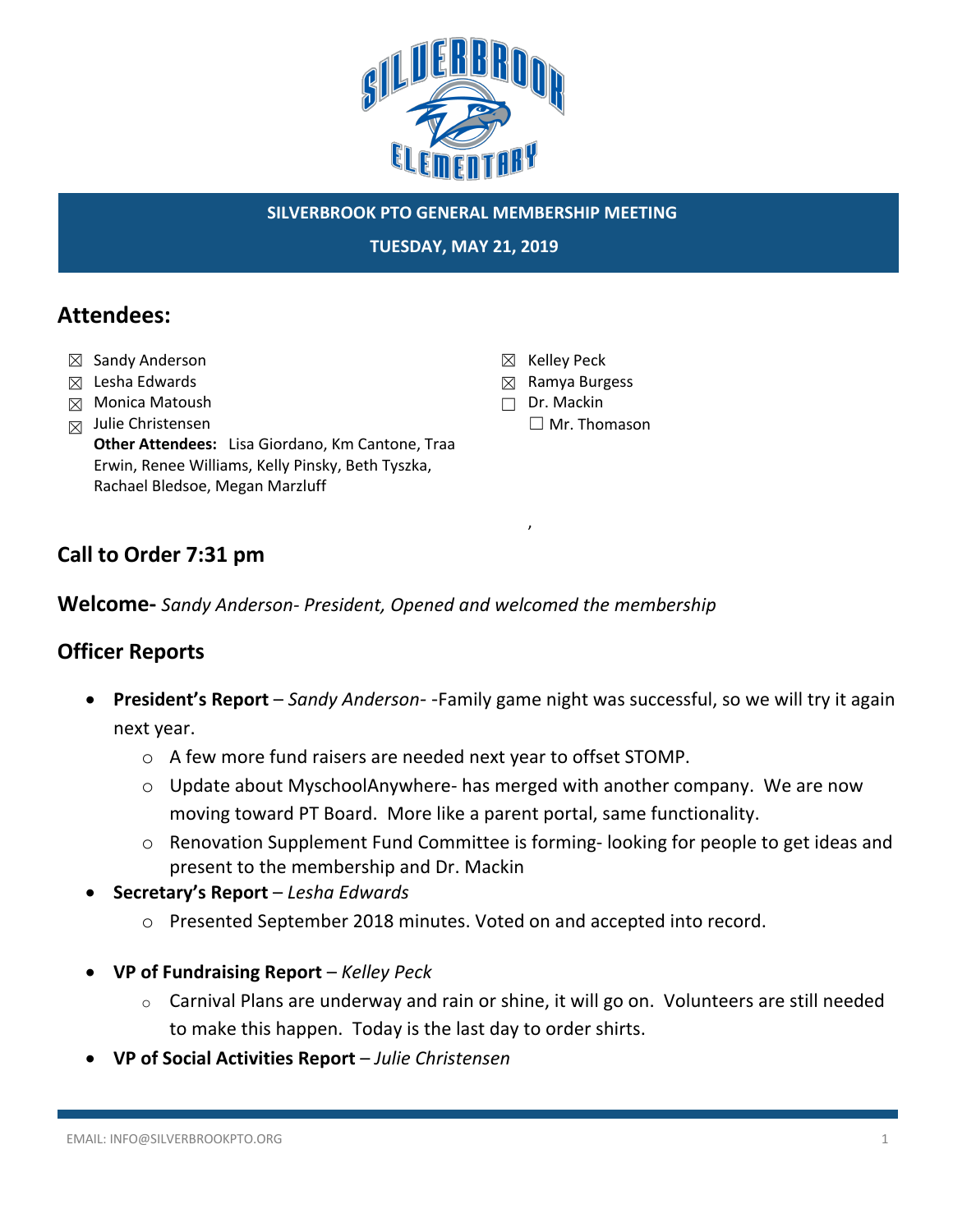SILVERBROOK PTO GENERAL MEMBERSHIP MEETING

TUESDAY, MAY 21, 2019

## Attendees:

- ☒ Sandy Anderson
- ☒ Lesha Edwards
- ☒ Monica Matoush
- ☒ Julie Christensen
- ☒ Kelley Peck
- ☒ Ramya Burgess
- ☐ Dr. Mackin
- ☐ Mr. Thomason

**Other Attendees:** Lisa Giordano, Km Cantone, Traa Erwin, Renee Williams, Kelly Pinsky, Beth Tyszka, Rachael Bledsoe, Megan Marzluff

## Call to Order 7:31 pm

**Welcome-** *Sandy Anderson- President, Opened and welcomed the membership*

## Officer Reports

- **President's Report** – *Sandy Anderson-* -Family game night was successful, so we will try it again next year.
  - A few more fund raisers are needed next year to offset STOMP.
  - Update about MyschoolAnywhere- has merged with another company. We are now moving toward PT Board. More like a parent portal, same functionality.
  - Renovation Supplement Fund Committee is forming- looking for people to get ideas and present to the membership and Dr. Mackin
- **Secretary's Report** – *Lesha Edwards*
  - Presented September 2018 minutes. Voted on and accepted into record.
- **VP of Fundraising Report** – *Kelley Peck*
  - Carnival Plans are underway and rain or shine, it will go on. Volunteers are still needed to make this happen. Today is the last day to order shirts.
- **VP of Social Activities Report** – *Julie Christensen*

EMAIL: INFO@SILVERBROOKPTO.ORG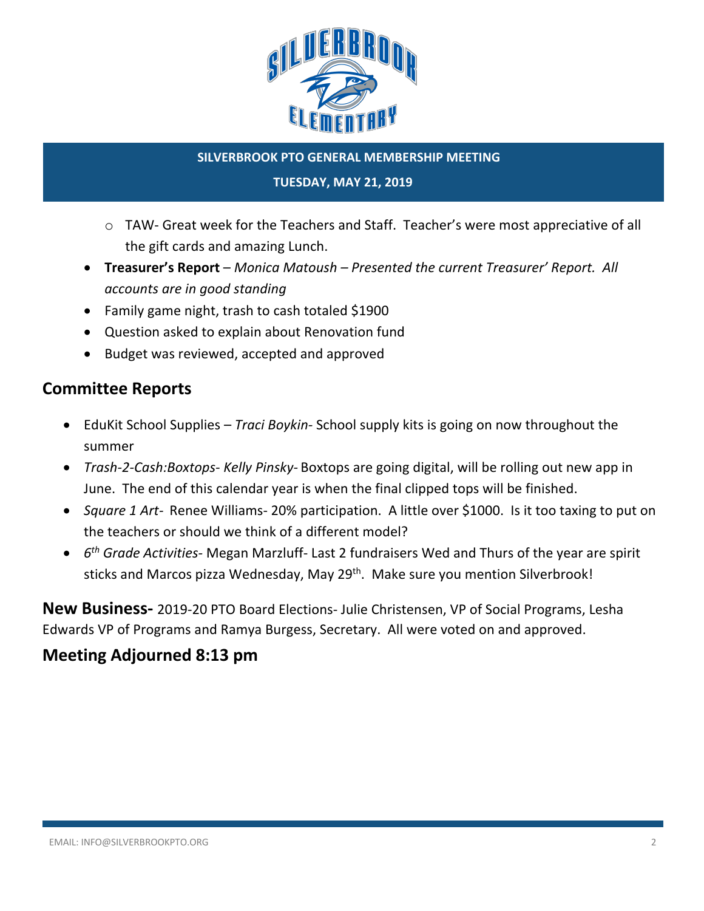**SILVERBROOK PTO GENERAL MEMBERSHIP MEETING**

**TUESDAY, MAY 21, 2019**

  - TAW- Great week for the Teachers and Staff. Teacher's were most appreciative of all the gift cards and amazing Lunch.
- **Treasurer's Report** – *Monica Matoush – Presented the current Treasurer' Report. All accounts are in good standing*
- Family game night, trash to cash totaled $1900
- Question asked to explain about Renovation fund
- Budget was reviewed, accepted and approved

## Committee Reports

- EduKit School Supplies – *Traci Boykin*- School supply kits is going on now throughout the summer
- *Trash-2-Cash:Boxtops- Kelly Pinsky*- Boxtops are going digital, will be rolling out new app in June. The end of this calendar year is when the final clipped tops will be finished.
- *Square 1 Art*- Renee Williams- 20% participation. A little over $1000. Is it too taxing to put on the teachers or should we think of a different model?
- *6th Grade Activities*- Megan Marzluff- Last 2 fundraisers Wed and Thurs of the year are spirit sticks and Marcos pizza Wednesday, May 29th. Make sure you mention Silverbrook!

**New Business-** 2019-20 PTO Board Elections- Julie Christensen, VP of Social Programs, Lesha Edwards VP of Programs and Ramya Burgess, Secretary. All were voted on and approved.

## Meeting Adjourned 8:13 pm